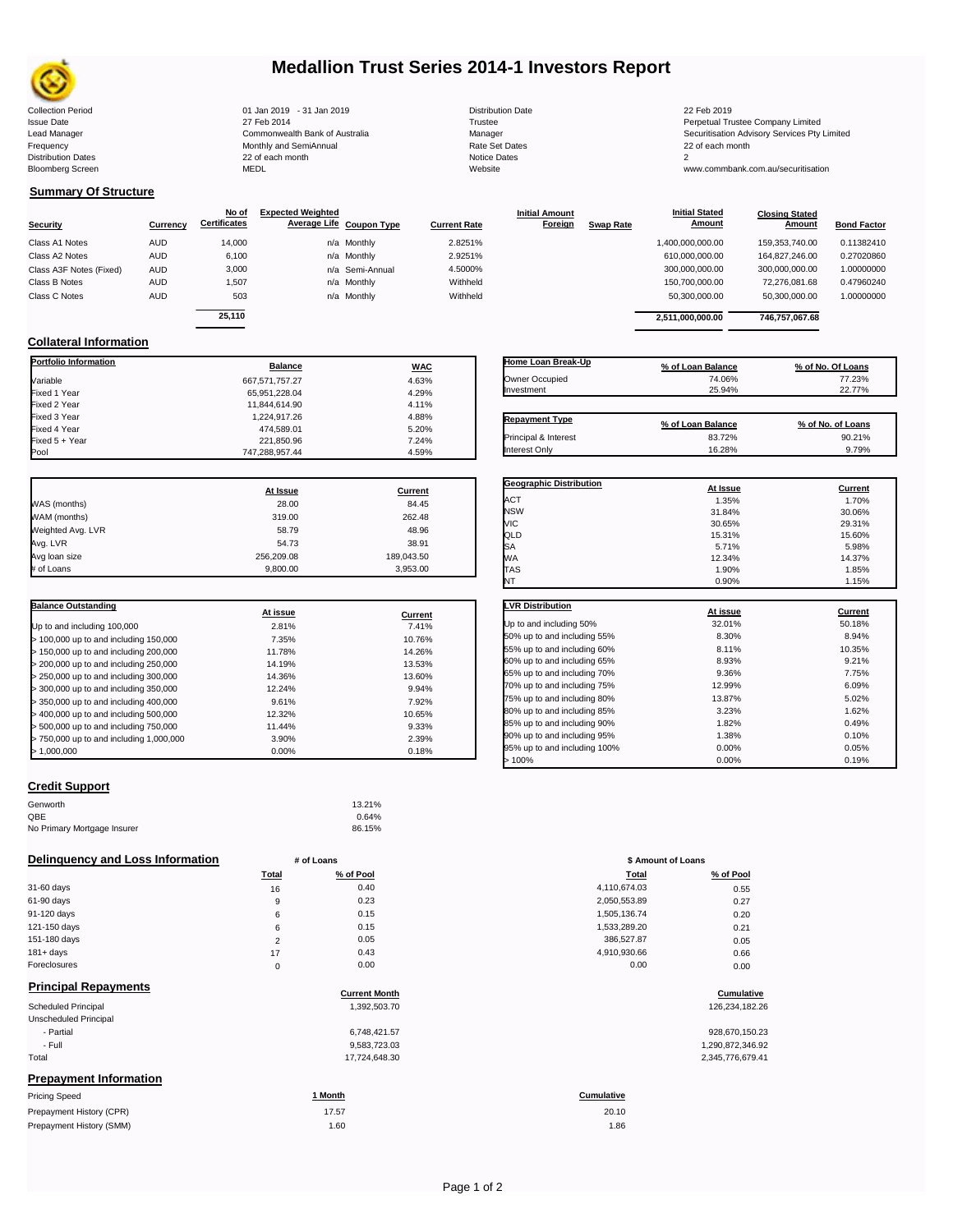# Medallion Trust Series 2014-1 Investors Report

| | | | |
|---|---|---|---|
| Collection Period | 01 Jan 2019 - 31 Jan 2019 | Distribution Date | 22 Feb 2019 |
| Issue Date | 27 Feb 2014 | Trustee | Perpetual Trustee Company Limited |
| Lead Manager | Commonwealth Bank of Australia | Manager | Securitisation Advisory Services Pty Limited |
| Frequency | Monthly and SemiAnnual | Rate Set Dates | 22 of each month |
| Distribution Dates | 22 of each month | Notice Dates | 2 |
| Bloomberg Screen | MEDL | Website | www.commbank.com.au/securitisation |

## Summary Of Structure

| Security | Currency | No of Certificates | Expected Weighted Average Life | Coupon Type | Current Rate | Initial Amount Foreign | Swap Rate | Initial Stated Amount | Closing Stated Amount | Bond Factor |
|---|---|---|---|---|---|---|---|---|---|---|
| Class A1 Notes | AUD | 14,000 | n/a | Monthly | 2.8251% | | | 1,400,000,000.00 | 159,353,740.00 | 0.11382410 |
| Class A2 Notes | AUD | 6,100 | n/a | Monthly | 2.9251% | | | 610,000,000.00 | 164,827,246.00 | 0.27020860 |
| Class A3F Notes (Fixed) | AUD | 3,000 | n/a | Semi-Annual | 4.5000% | | | 300,000,000.00 | 300,000,000.00 | 1.00000000 |
| Class B Notes | AUD | 1,507 | n/a | Monthly | Withheld | | | 150,700,000.00 | 72,276,081.68 | 0.47960240 |
| Class C Notes | AUD | 503 | n/a | Monthly | Withheld | | | 50,300,000.00 | 50,300,000.00 | 1.00000000 |
| | | 25,110 | | | | | | 2,511,000,000.00 | 746,757,067.68 | |

## Collateral Information

| Portfolio Information | Balance | WAC |
|---|---|---|
| Variable | 667,571,757.27 | 4.63% |
| Fixed 1 Year | 65,951,228.04 | 4.29% |
| Fixed 2 Year | 11,844,614.90 | 4.11% |
| Fixed 3 Year | 1,224,917.26 | 4.88% |
| Fixed 4 Year | 474,589.01 | 5.20% |
| Fixed 5 + Year | 221,850.96 | 7.24% |
| Pool | 747,288,957.44 | 4.59% |

| Home Loan Break-Up | % of Loan Balance | % of No. Of Loans |
|---|---|---|
| Owner Occupied | 74.06% | 77.23% |
| Investment | 25.94% | 22.77% |

| Repayment Type | % of Loan Balance | % of No. of Loans |
|---|---|---|
| Principal & Interest | 83.72% | 90.21% |
| Interest Only | 16.28% | 9.79% |

| | At Issue | Current |
|---|---|---|
| WAS (months) | 28.00 | 84.45 |
| WAM (months) | 319.00 | 262.48 |
| Weighted Avg. LVR | 58.79 | 48.96 |
| Avg. LVR | 54.73 | 38.91 |
| Avg loan size | 256,209.08 | 189,043.50 |
| # of Loans | 9,800.00 | 3,953.00 |

| Geographic Distribution | At Issue | Current |
|---|---|---|
| ACT | 1.35% | 1.70% |
| NSW | 31.84% | 30.06% |
| VIC | 30.65% | 29.31% |
| QLD | 15.31% | 15.60% |
| SA | 5.71% | 5.98% |
| WA | 12.34% | 14.37% |
| TAS | 1.90% | 1.85% |
| NT | 0.90% | 1.15% |

| Balance Outstanding | At issue | Current |
|---|---|---|
| Up to and including 100,000 | 2.81% | 7.41% |
| > 100,000 up to and including 150,000 | 7.35% | 10.76% |
| > 150,000 up to and including 200,000 | 11.78% | 14.26% |
| > 200,000 up to and including 250,000 | 14.19% | 13.53% |
| > 250,000 up to and including 300,000 | 14.36% | 13.60% |
| > 300,000 up to and including 350,000 | 12.24% | 9.94% |
| > 350,000 up to and including 400,000 | 9.61% | 7.92% |
| > 400,000 up to and including 500,000 | 12.32% | 10.65% |
| > 500,000 up to and including 750,000 | 11.44% | 9.33% |
| > 750,000 up to and including 1,000,000 | 3.90% | 2.39% |
| > 1,000,000 | 0.00% | 0.18% |

| LVR Distribution | At issue | Current |
|---|---|---|
| Up to and including 50% | 32.01% | 50.18% |
| 50% up to and including 55% | 8.30% | 8.94% |
| 55% up to and including 60% | 8.11% | 10.35% |
| 60% up to and including 65% | 8.93% | 9.21% |
| 65% up to and including 70% | 9.36% | 7.75% |
| 70% up to and including 75% | 12.99% | 6.09% |
| 75% up to and including 80% | 13.87% | 5.02% |
| 80% up to and including 85% | 3.23% | 1.62% |
| 85% up to and including 90% | 1.82% | 0.49% |
| 90% up to and including 95% | 1.38% | 0.10% |
| 95% up to and including 100% | 0.00% | 0.05% |
| > 100% | 0.00% | 0.19% |

## Credit Support

| | |
|---|---|
| Genworth | 13.21% |
| QBE | 0.64% |
| No Primary Mortgage Insurer | 86.15% |

## Delinquency and Loss Information

| | # of Loans Total | # of Loans % of Pool | $ Amount of Loans Total | $ Amount of Loans % of Pool |
|---|---|---|---|---|
| 31-60 days | 16 | 0.40 | 4,110,674.03 | 0.55 |
| 61-90 days | 9 | 0.23 | 2,050,553.89 | 0.27 |
| 91-120 days | 6 | 0.15 | 1,505,136.74 | 0.20 |
| 121-150 days | 6 | 0.15 | 1,533,289.20 | 0.21 |
| 151-180 days | 2 | 0.05 | 386,527.87 | 0.05 |
| 181+ days | 17 | 0.43 | 4,910,930.66 | 0.66 |
| Foreclosures | 0 | 0.00 | 0.00 | 0.00 |

## Principal Repayments

| | Current Month | Cumulative |
|---|---|---|
| Scheduled Principal | 1,392,503.70 | 126,234,182.26 |
| Unscheduled Principal | | |
| - Partial | 6,748,421.57 | 928,670,150.23 |
| - Full | 9,583,723.03 | 1,290,872,346.92 |
| Total | 17,724,648.30 | 2,345,776,679.41 |

## Prepayment Information

| Pricing Speed | 1 Month | Cumulative |
|---|---|---|
| Prepayment History (CPR) | 17.57 | 20.10 |
| Prepayment History (SMM) | 1.60 | 1.86 |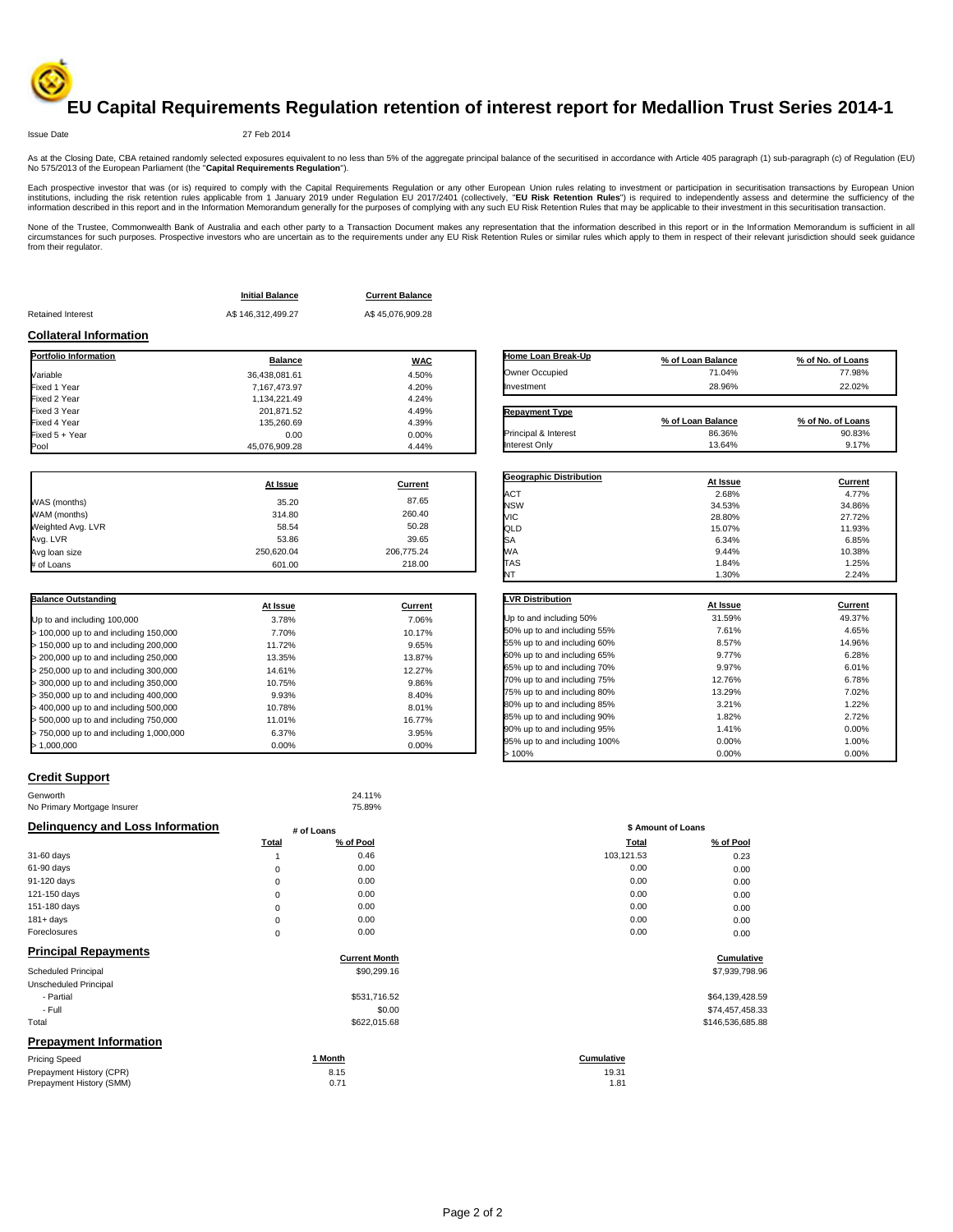# EU Capital Requirements Regulation retention of interest report for Medallion Trust Series 2014-1

Issue Date 27 Feb 2014

As at the Closing Date, CBA retained randomly selected exposures equivalent to no less than 5% of the aggregate principal balance of the securitised in accordance with Article 405 paragraph (1) sub-paragraph (c) of Regulation (EU) No 575/2013 of the European Parliament (the "**Capital Requirements Regulation**").

Each prospective investor that was (or is) required to comply with the Capital Requirements Regulation or any other European Union rules relating to investment or participation in securitisation transactions by European Union institutions, including the risk retention rules applicable from 1 January 2019 under Regulation EU 2017/2401 (collectively, "**EU Risk Retention Rules**") is required to independently assess and determine the sufficiency of the information described in this report and in the Information Memorandum generally for the purposes of complying with any such EU Risk Retention Rules that may be applicable to their investment in this securitisation transaction.

None of the Trustee, Commonwealth Bank of Australia and each other party to a Transaction Document makes any representation that the information described in this report or in the Information Memorandum is sufficient in all circumstances for such purposes. Prospective investors who are uncertain as to the requirements under any EU Risk Retention Rules or similar rules which apply to them in respect of their relevant jurisdiction should seek guidance from their regulator.

| | Initial Balance | Current Balance |
|---|---|---|
| Retained Interest | A$ 146,312,499.27 | A$ 45,076,909.28 |

## Collateral Information

| Portfolio Information | Balance | WAC |
|---|---|---|
| Variable | 36,438,081.61 | 4.50% |
| Fixed 1 Year | 7,167,473.97 | 4.20% |
| Fixed 2 Year | 1,134,221.49 | 4.24% |
| Fixed 3 Year | 201,871.52 | 4.49% |
| Fixed 4 Year | 135,260.69 | 4.39% |
| Fixed 5 + Year | 0.00 | 0.00% |
| Pool | 45,076,909.28 | 4.44% |

| Home Loan Break-Up | % of Loan Balance | % of No. of Loans |
|---|---|---|
| Owner Occupied | 71.04% | 77.98% |
| Investment | 28.96% | 22.02% |

| Repayment Type | % of Loan Balance | % of No. of Loans |
|---|---|---|
| Principal & Interest | 86.36% | 90.83% |
| Interest Only | 13.64% | 9.17% |

| | At Issue | Current |
|---|---|---|
| WAS (months) | 35.20 | 87.65 |
| WAM (months) | 314.80 | 260.40 |
| Weighted Avg. LVR | 58.54 | 50.28 |
| Avg. LVR | 53.86 | 39.65 |
| Avg loan size | 250,620.04 | 206,775.24 |
| # of Loans | 601.00 | 218.00 |

| Geographic Distribution | At Issue | Current |
|---|---|---|
| ACT | 2.68% | 4.77% |
| NSW | 34.53% | 34.86% |
| VIC | 28.80% | 27.72% |
| QLD | 15.07% | 11.93% |
| SA | 6.34% | 6.85% |
| WA | 9.44% | 10.38% |
| TAS | 1.84% | 1.25% |
| NT | 1.30% | 2.24% |

| Balance Outstanding | At Issue | Current |
|---|---|---|
| Up to and including 100,000 | 3.78% | 7.06% |
| > 100,000 up to and including 150,000 | 7.70% | 10.17% |
| > 150,000 up to and including 200,000 | 11.72% | 9.65% |
| > 200,000 up to and including 250,000 | 13.35% | 13.87% |
| > 250,000 up to and including 300,000 | 14.61% | 12.27% |
| > 300,000 up to and including 350,000 | 10.75% | 9.86% |
| > 350,000 up to and including 400,000 | 9.93% | 8.40% |
| > 400,000 up to and including 500,000 | 10.78% | 8.01% |
| > 500,000 up to and including 750,000 | 11.01% | 16.77% |
| > 750,000 up to and including 1,000,000 | 6.37% | 3.95% |
| > 1,000,000 | 0.00% | 0.00% |

| LVR Distribution | At Issue | Current |
|---|---|---|
| Up to and including 50% | 31.59% | 49.37% |
| 50% up to and including 55% | 7.61% | 4.65% |
| 55% up to and including 60% | 8.57% | 14.96% |
| 60% up to and including 65% | 9.77% | 6.28% |
| 65% up to and including 70% | 9.97% | 6.01% |
| 70% up to and including 75% | 12.76% | 6.78% |
| 75% up to and including 80% | 13.29% | 7.02% |
| 80% up to and including 85% | 3.21% | 1.22% |
| 85% up to and including 90% | 1.82% | 2.72% |
| 90% up to and including 95% | 1.41% | 0.00% |
| 95% up to and including 100% | 0.00% | 1.00% |
| > 100% | 0.00% | 0.00% |

## Credit Support

| | |
|---|---|
| Genworth | 24.11% |
| No Primary Mortgage Insurer | 75.89% |

## Delinquency and Loss Information

| | # of Loans | | $ Amount of Loans | |
|---|---|---|---|---|
| | Total | % of Pool | Total | % of Pool |
| 31-60 days | 1 | 0.46 | 103,121.53 | 0.23 |
| 61-90 days | 0 | 0.00 | 0.00 | 0.00 |
| 91-120 days | 0 | 0.00 | 0.00 | 0.00 |
| 121-150 days | 0 | 0.00 | 0.00 | 0.00 |
| 151-180 days | 0 | 0.00 | 0.00 | 0.00 |
| 181+ days | 0 | 0.00 | 0.00 | 0.00 |
| Foreclosures | 0 | 0.00 | 0.00 | 0.00 |

## Principal Repayments

| | Current Month | Cumulative |
|---|---|---|
| Scheduled Principal | $90,299.16 | $7,939,798.96 |
| Unscheduled Principal | | |
| - Partial | $531,716.52 | $64,139,428.59 |
| - Full | $0.00 | $74,457,458.33 |
| Total | $622,015.68 | $146,536,685.88 |

## Prepayment Information

| Pricing Speed | 1 Month | Cumulative |
|---|---|---|
| Prepayment History (CPR) | 8.15 | 19.31 |
| Prepayment History (SMM) | 0.71 | 1.81 |